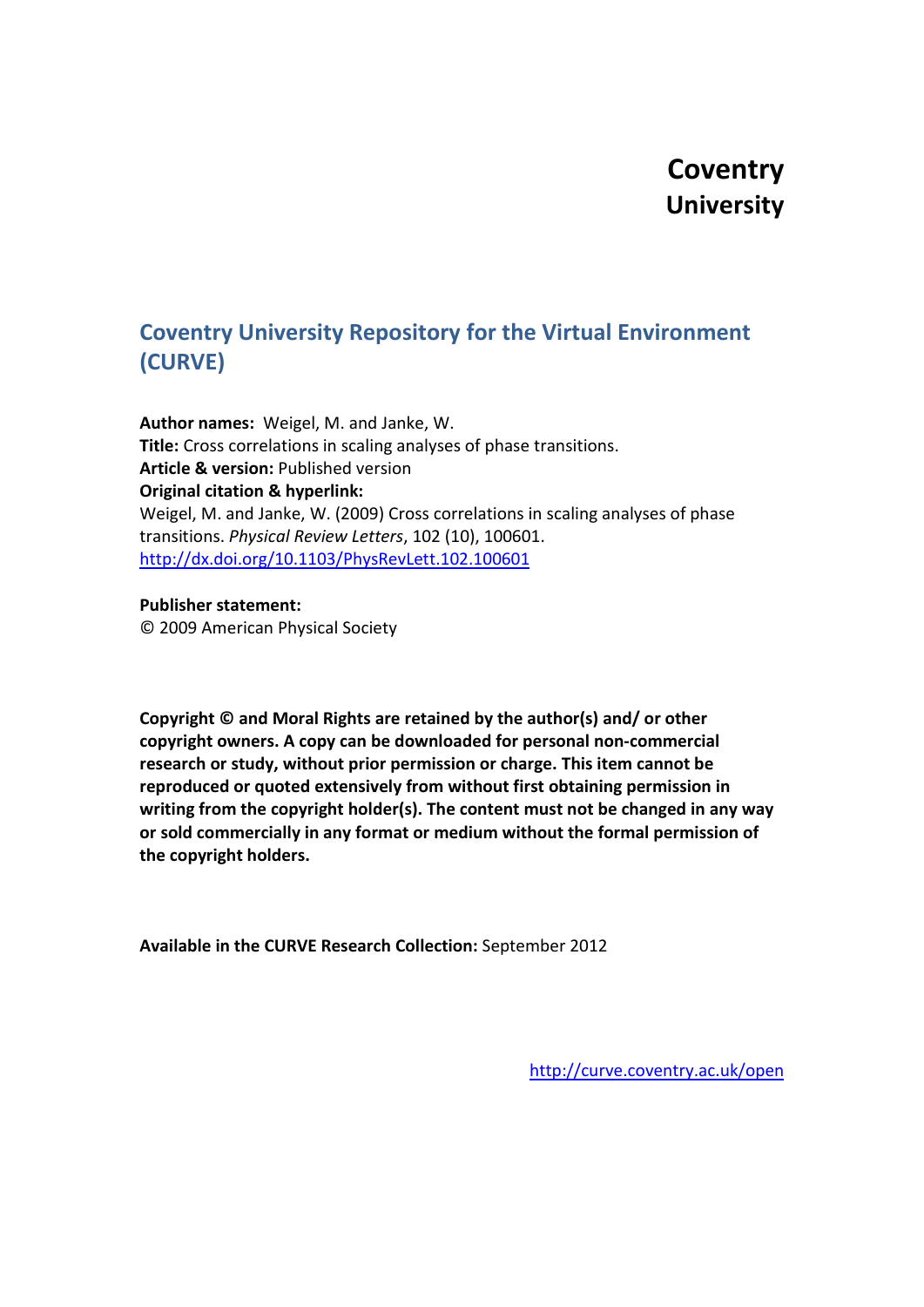# Coventry University

## Coventry University Repository for the Virtual Environment (CURVE)

**Author names:** Weigel, M. and Janke, W.
**Title:** Cross correlations in scaling analyses of phase transitions.
**Article & version:** Published version
**Original citation & hyperlink:**
Weigel, M. and Janke, W. (2009) Cross correlations in scaling analyses of phase transitions. *Physical Review Letters*, 102 (10), 100601.
http://dx.doi.org/10.1103/PhysRevLett.102.100601

**Publisher statement:**
© 2009 American Physical Society

**Copyright © and Moral Rights are retained by the author(s) and/ or other copyright owners. A copy can be downloaded for personal non-commercial research or study, without prior permission or charge. This item cannot be reproduced or quoted extensively from without first obtaining permission in writing from the copyright holder(s). The content must not be changed in any way or sold commercially in any format or medium without the formal permission of the copyright holders.**

**Available in the CURVE Research Collection:** September 2012

http://curve.coventry.ac.uk/open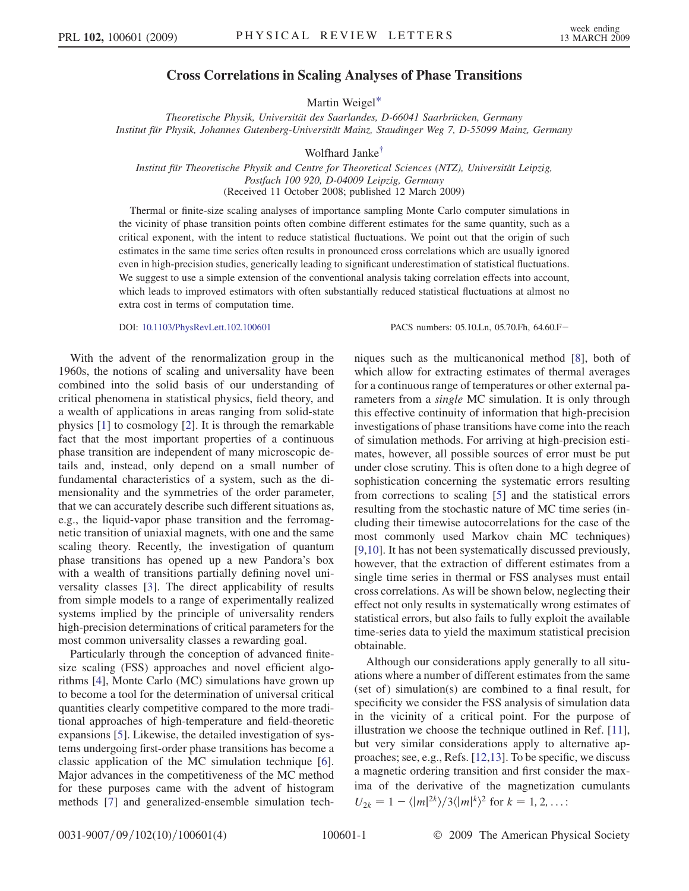# Cross Correlations in Scaling Analyses of Phase Transitions

Martin Weigel*

*Theoretische Physik, Universität des Saarlandes, D-66041 Saarbrücken, Germany*
*Institut für Physik, Johannes Gutenberg-Universität Mainz, Staudinger Weg 7, D-55099 Mainz, Germany*

Wolfhard Janke†

*Institut für Theoretische Physik and Centre for Theoretical Sciences (NTZ), Universität Leipzig, Postfach 100 920, D-04009 Leipzig, Germany*
(Received 11 October 2008; published 12 March 2009)

Thermal or finite-size scaling analyses of importance sampling Monte Carlo computer simulations in the vicinity of phase transition points often combine different estimates for the same quantity, such as a critical exponent, with the intent to reduce statistical fluctuations. We point out that the origin of such estimates in the same time series often results in pronounced cross correlations which are usually ignored even in high-precision studies, generically leading to significant underestimation of statistical fluctuations. We suggest to use a simple extension of the conventional analysis taking correlation effects into account, which leads to improved estimators with often substantially reduced statistical fluctuations at almost no extra cost in terms of computation time.

DOI: 10.1103/PhysRevLett.102.100601 PACS numbers: 05.10.Ln, 05.70.Fh, 64.60.F−

With the advent of the renormalization group in the 1960s, the notions of scaling and universality have been combined into the solid basis of our understanding of critical phenomena in statistical physics, field theory, and a wealth of applications in areas ranging from solid-state physics [1] to cosmology [2]. It is through the remarkable fact that the most important properties of a continuous phase transition are independent of many microscopic details and, instead, only depend on a small number of fundamental characteristics of a system, such as the dimensionality and the symmetries of the order parameter, that we can accurately describe such different situations as, e.g., the liquid-vapor phase transition and the ferromagnetic transition of uniaxial magnets, with one and the same scaling theory. Recently, the investigation of quantum phase transitions has opened up a new Pandora's box with a wealth of transitions partially defining novel universality classes [3]. The direct applicability of results from simple models to a range of experimentally realized systems implied by the principle of universality renders high-precision determinations of critical parameters for the most common universality classes a rewarding goal.

Particularly through the conception of advanced finite-size scaling (FSS) approaches and novel efficient algorithms [4], Monte Carlo (MC) simulations have grown up to become a tool for the determination of universal critical quantities clearly competitive compared to the more traditional approaches of high-temperature and field-theoretic expansions [5]. Likewise, the detailed investigation of systems undergoing first-order phase transitions has become a classic application of the MC simulation technique [6]. Major advances in the competitiveness of the MC method for these purposes came with the advent of histogram methods [7] and generalized-ensemble simulation techniques such as the multicanonical method [8], both of which allow for extracting estimates of thermal averages for a continuous range of temperatures or other external parameters from a *single* MC simulation. It is only through this effective continuity of information that high-precision investigations of phase transitions have come into the reach of simulation methods. For arriving at high-precision estimates, however, all possible sources of error must be put under close scrutiny. This is often done to a high degree of sophistication concerning the systematic errors resulting from corrections to scaling [5] and the statistical errors resulting from the stochastic nature of MC time series (including their timewise autocorrelations for the case of the most commonly used Markov chain MC techniques) [9,10]. It has not been systematically discussed previously, however, that the extraction of different estimates from a single time series in thermal or FSS analyses must entail cross correlations. As will be shown below, neglecting their effect not only results in systematically wrong estimates of statistical errors, but also fails to fully exploit the available time-series data to yield the maximum statistical precision obtainable.

Although our considerations apply generally to all situations where a number of different estimates from the same (set of) simulation(s) are combined to a final result, for specificity we consider the FSS analysis of simulation data in the vicinity of a critical point. For the purpose of illustration we choose the technique outlined in Ref. [11], but very similar considerations apply to alternative approaches; see, e.g., Refs. [12,13]. To be specific, we discuss a magnetic ordering transition and first consider the maxima of the derivative of the magnetization cumulants $U_{2k} = 1 - \langle |m|^{2k} \rangle / 3\langle |m|^k \rangle^2$ for $k = 1, 2, \ldots$: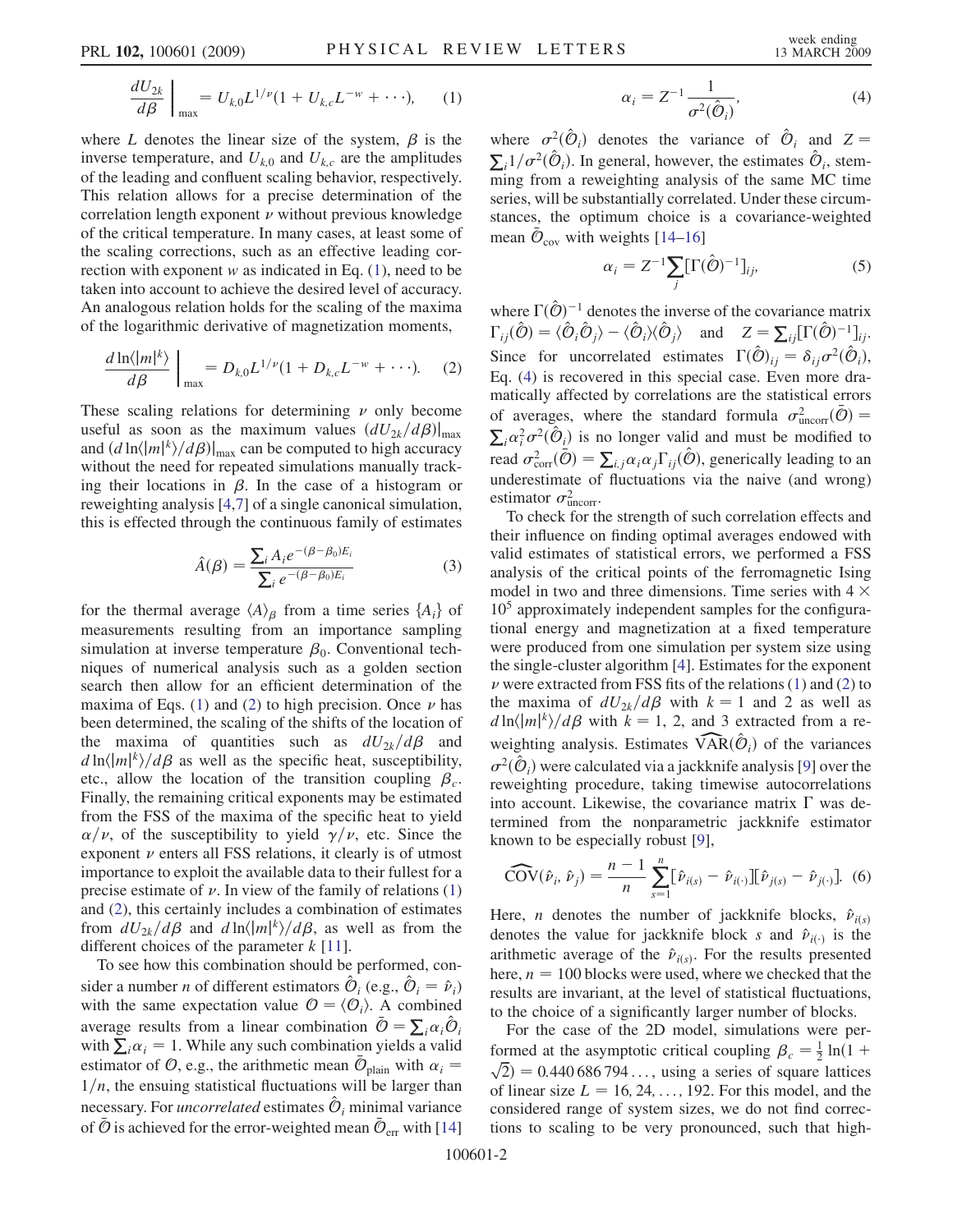$$\left.\frac{dU_{2k}}{d\beta}\right|_{\max} = U_{k,0}L^{1/\nu}(1 + U_{k,c}L^{-w} + \cdots), \tag{1}$$

where $L$ denotes the linear size of the system, $\beta$ is the inverse temperature, and $U_{k,0}$ and $U_{k,c}$ are the amplitudes of the leading and confluent scaling behavior, respectively. This relation allows for a precise determination of the correlation length exponent $\nu$ without previous knowledge of the critical temperature. In many cases, at least some of the scaling corrections, such as an effective leading correction with exponent $w$ as indicated in Eq. (1), need to be taken into account to achieve the desired level of accuracy. An analogous relation holds for the scaling of the maxima of the logarithmic derivative of magnetization moments,

$$\left.\frac{d\ln\langle |m|^k\rangle}{d\beta}\right|_{\max} = D_{k,0}L^{1/\nu}(1 + D_{k,c}L^{-w} + \cdots). \tag{2}$$

These scaling relations for determining $\nu$ only become useful as soon as the maximum values $(dU_{2k}/d\beta)|_{\max}$ and $(d\ln\langle |m|^k\rangle/d\beta)|_{\max}$ can be computed to high accuracy without the need for repeated simulations manually tracking their locations in $\beta$. In the case of a histogram or reweighting analysis [4,7] of a single canonical simulation, this is effected through the continuous family of estimates

$$\hat{A}(\beta) = \frac{\sum_i A_i e^{-(\beta-\beta_0)E_i}}{\sum_i e^{-(\beta-\beta_0)E_i}} \tag{3}$$

for the thermal average $\langle A\rangle_\beta$ from a time series $\{A_i\}$ of measurements resulting from an importance sampling simulation at inverse temperature $\beta_0$. Conventional techniques of numerical analysis such as a golden section search then allow for an efficient determination of the maxima of Eqs. (1) and (2) to high precision. Once $\nu$ has been determined, the scaling of the shifts of the location of the maxima of quantities such as $dU_{2k}/d\beta$ and $d\ln\langle |m|^k\rangle/d\beta$ as well as the specific heat, susceptibility, etc., allow the location of the transition coupling $\beta_c$. Finally, the remaining critical exponents may be estimated from the FSS of the maxima of the specific heat to yield $\alpha/\nu$, of the susceptibility to yield $\gamma/\nu$, etc. Since the exponent $\nu$ enters all FSS relations, it clearly is of utmost importance to exploit the available data to their fullest for a precise estimate of $\nu$. In view of the family of relations (1) and (2), this certainly includes a combination of estimates from $dU_{2k}/d\beta$ and $d\ln\langle |m|^k\rangle/d\beta$, as well as from the different choices of the parameter $k$ [11].

To see how this combination should be performed, consider a number $n$ of different estimators $\hat{\mathcal{O}}_i$ (e.g., $\hat{\mathcal{O}}_i = \hat{\nu}_i$) with the same expectation value $\mathcal{O} = \langle \mathcal{O}_i\rangle$. A combined average results from a linear combination $\bar{\mathcal{O}} = \sum_i \alpha_i \hat{\mathcal{O}}_i$ with $\sum_i \alpha_i = 1$. While any such combination yields a valid estimator of $\mathcal{O}$, e.g., the arithmetic mean $\bar{\mathcal{O}}_{\rm plain}$ with $\alpha_i = 1/n$, the ensuing statistical fluctuations will be larger than necessary. For *uncorrelated* estimates $\hat{\mathcal{O}}_i$ minimal variance of $\bar{\mathcal{O}}$ is achieved for the error-weighted mean $\bar{\mathcal{O}}_{\rm err}$ with [14]

$$\alpha_i = Z^{-1}\frac{1}{\sigma^2(\hat{\mathcal{O}}_i)}, \tag{4}$$

where $\sigma^2(\hat{\mathcal{O}}_i)$ denotes the variance of $\hat{\mathcal{O}}_i$ and $Z = \sum_i 1/\sigma^2(\hat{\mathcal{O}}_i)$. In general, however, the estimates $\hat{\mathcal{O}}_i$, stemming from a reweighting analysis of the same MC time series, will be substantially correlated. Under these circumstances, the optimum choice is a covariance-weighted mean $\bar{\mathcal{O}}_{\rm cov}$ with weights [14–16]

$$\alpha_i = Z^{-1}\sum_j [\Gamma(\hat{\mathcal{O}})^{-1}]_{ij}, \tag{5}$$

where $\Gamma(\hat{\mathcal{O}})^{-1}$ denotes the inverse of the covariance matrix $\Gamma_{ij}(\hat{\mathcal{O}}) = \langle \hat{\mathcal{O}}_i\hat{\mathcal{O}}_j\rangle - \langle \hat{\mathcal{O}}_i\rangle\langle \hat{\mathcal{O}}_j\rangle$ and $Z = \sum_{ij}[\Gamma(\hat{\mathcal{O}})^{-1}]_{ij}$. Since for uncorrelated estimates $\Gamma(\hat{\mathcal{O}})_{ij} = \delta_{ij}\sigma^2(\hat{\mathcal{O}}_i)$, Eq. (4) is recovered in this special case. Even more dramatically affected by correlations are the statistical errors of averages, where the standard formula $\sigma^2_{\rm uncorr}(\bar{\mathcal{O}}) = \sum_i \alpha_i^2 \sigma^2(\hat{\mathcal{O}}_i)$ is no longer valid and must be modified to read $\sigma^2_{\rm corr}(\bar{\mathcal{O}}) = \sum_{i,j}\alpha_i\alpha_j\Gamma_{ij}(\hat{\mathcal{O}})$, generically leading to an underestimate of fluctuations via the naive (and wrong) estimator $\sigma^2_{\rm uncorr}$.

To check for the strength of such correlation effects and their influence on finding optimal averages endowed with valid estimates of statistical errors, we performed a FSS analysis of the critical points of the ferromagnetic Ising model in two and three dimensions. Time series with $4 \times 10^5$ approximately independent samples for the configurational energy and magnetization at a fixed temperature were produced from one simulation per system size using the single-cluster algorithm [4]. Estimates for the exponent $\nu$ were extracted from FSS fits of the relations (1) and (2) to the maxima of $dU_{2k}/d\beta$ with $k = 1$ and 2 as well as $d\ln\langle |m|^k\rangle/d\beta$ with $k = 1$, 2, and 3 extracted from a reweighting analysis. Estimates $\widehat{\rm VAR}(\hat{\mathcal{O}}_i)$ of the variances $\sigma^2(\hat{\mathcal{O}}_i)$ were calculated via a jackknife analysis [9] over the reweighting procedure, taking timewise autocorrelations into account. Likewise, the covariance matrix $\Gamma$ was determined from the nonparametric jackknife estimator known to be especially robust [9],

$$\widehat{\rm COV}(\hat{\nu}_i, \hat{\nu}_j) = \frac{n-1}{n}\sum_{s=1}^{n}[\hat{\nu}_{i(s)} - \hat{\nu}_{i(\cdot)}][\hat{\nu}_{j(s)} - \hat{\nu}_{j(\cdot)}]. \tag{6}$$

Here, $n$ denotes the number of jackknife blocks, $\hat{\nu}_{i(s)}$ denotes the value for jackknife block $s$ and $\hat{\nu}_{i(\cdot)}$ is the arithmetic average of the $\hat{\nu}_{i(s)}$. For the results presented here, $n = 100$ blocks were used, where we checked that the results are invariant, at the level of statistical fluctuations, to the choice of a significantly larger number of blocks.

For the case of the 2D model, simulations were performed at the asymptotic critical coupling $\beta_c = \frac{1}{2}\ln(1 + \sqrt{2}) = 0.440\,686\,794\ldots$, using a series of square lattices of linear size $L = 16, 24, \ldots, 192$. For this model, and the considered range of system sizes, we do not find corrections to scaling to be very pronounced, such that high-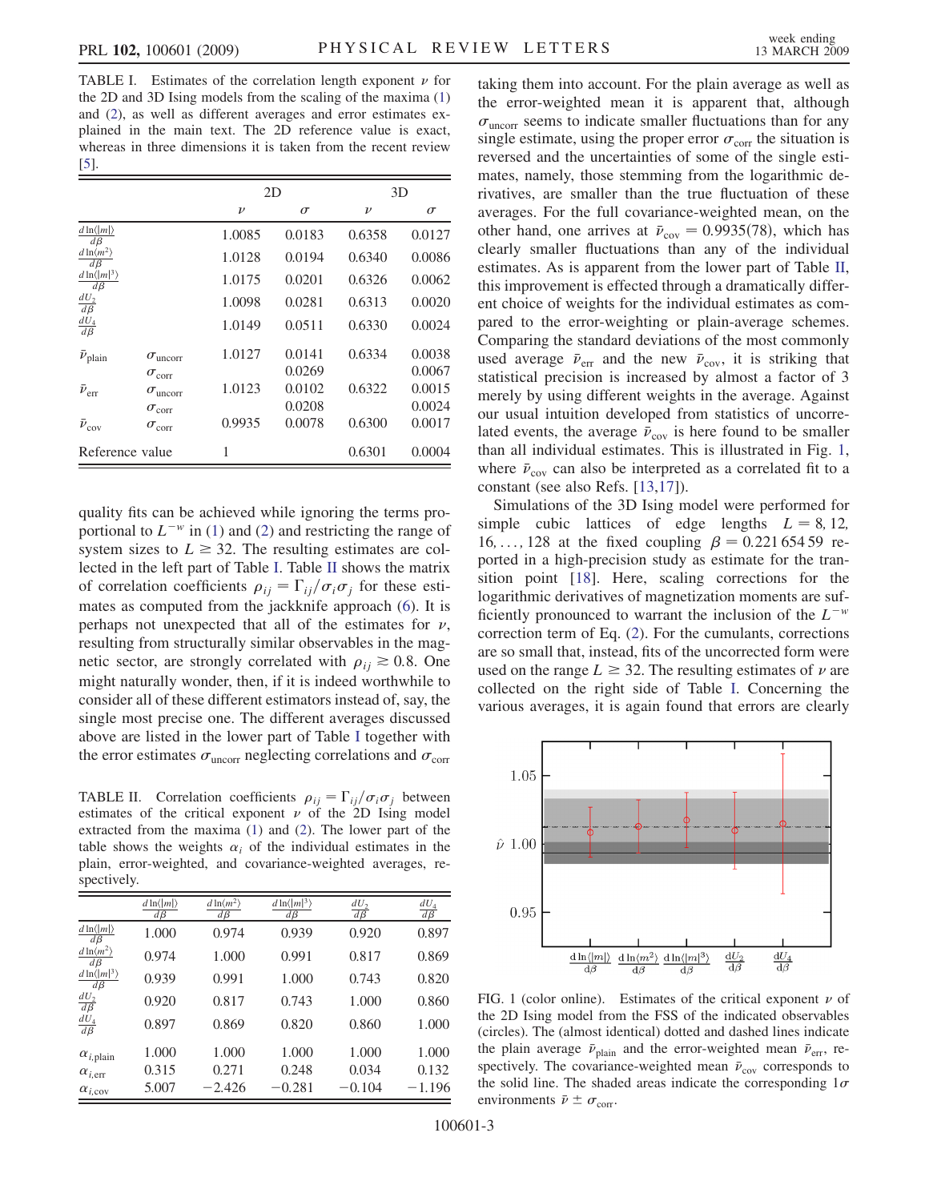TABLE I. Estimates of the correlation length exponent $\nu$ for the 2D and 3D Ising models from the scaling of the maxima (1) and (2), as well as different averages and error estimates explained in the main text. The 2D reference value is exact, whereas in three dimensions it is taken from the recent review [5].

| | | 2D | | 3D | |
|---|---|---|---|---|---|
| | | $\nu$ | $\sigma$ | $\nu$ | $\sigma$ |
| $\frac{d\ln\langle\lvert m\rvert\rangle}{d\beta}$ | | 1.0085 | 0.0183 | 0.6358 | 0.0127 |
| $\frac{d\ln\langle m^2\rangle}{d\beta}$ | | 1.0128 | 0.0194 | 0.6340 | 0.0086 |
| $\frac{d\ln\langle\lvert m\rvert^3\rangle}{d\beta}$ | | 1.0175 | 0.0201 | 0.6326 | 0.0062 |
| $\frac{dU_2}{d\beta}$ | | 1.0098 | 0.0281 | 0.6313 | 0.0020 |
| $\frac{dU_4}{d\beta}$ | | 1.0149 | 0.0511 | 0.6330 | 0.0024 |
| $\bar{\nu}_{\rm plain}$ | $\sigma_{\rm uncorr}$ | 1.0127 | 0.0141 | 0.6334 | 0.0038 |
| | $\sigma_{\rm corr}$ | | 0.0269 | | 0.0067 |
| $\bar{\nu}_{\rm err}$ | $\sigma_{\rm uncorr}$ | 1.0123 | 0.0102 | 0.6322 | 0.0015 |
| | $\sigma_{\rm corr}$ | | 0.0208 | | 0.0024 |
| $\bar{\nu}_{\rm cov}$ | $\sigma_{\rm corr}$ | 0.9935 | 0.0078 | 0.6300 | 0.0017 |
| Reference value | | 1 | | 0.6301 | 0.0004 |

quality fits can be achieved while ignoring the terms proportional to $L^{-w}$ in (1) and (2) and restricting the range of system sizes to $L \geq 32$. The resulting estimates are collected in the left part of Table I. Table II shows the matrix of correlation coefficients $\rho_{ij} = \Gamma_{ij}/\sigma_i\sigma_j$ for these estimates as computed from the jackknife approach (6). It is perhaps not unexpected that all of the estimates for $\nu$, resulting from structurally similar observables in the magnetic sector, are strongly correlated with $\rho_{ij} \gtrsim 0.8$. One might naturally wonder, then, if it is indeed worthwhile to consider all of these different estimators instead of, say, the single most precise one. The different averages discussed above are listed in the lower part of Table I together with the error estimates $\sigma_{\rm uncorr}$ neglecting correlations and $\sigma_{\rm corr}$ taking them into account. For the plain average as well as the error-weighted mean it is apparent that, although $\sigma_{\rm uncorr}$ seems to indicate smaller fluctuations than for any single estimate, using the proper error $\sigma_{\rm corr}$ the situation is reversed and the uncertainties of some of the single estimates, namely, those stemming from the logarithmic derivatives, are smaller than the true fluctuation of these averages. For the full covariance-weighted mean, on the other hand, one arrives at $\bar{\nu}_{\rm cov} = 0.9935(78)$, which has clearly smaller fluctuations than any of the individual estimates. As is apparent from the lower part of Table II, this improvement is effected through a dramatically different choice of weights for the individual estimates as compared to the error-weighting or plain-average schemes. Comparing the standard deviations of the most commonly used average $\bar{\nu}_{\rm err}$ and the new $\bar{\nu}_{\rm cov}$, it is striking that statistical precision is increased by almost a factor of 3 merely by using different weights in the average. Against our usual intuition developed from statistics of uncorrelated events, the average $\bar{\nu}_{\rm cov}$ is here found to be smaller than all individual estimates. This is illustrated in Fig. 1, where $\bar{\nu}_{\rm cov}$ can also be interpreted as a correlated fit to a constant (see also Refs. [13,17]).

TABLE II. Correlation coefficients $\rho_{ij} = \Gamma_{ij}/\sigma_i\sigma_j$ between estimates of the critical exponent $\nu$ of the 2D Ising model extracted from the maxima (1) and (2). The lower part of the table shows the weights $\alpha_i$ of the individual estimates in the plain, error-weighted, and covariance-weighted averages, respectively.

| | $\frac{d\ln\langle\lvert m\rvert\rangle}{d\beta}$ | $\frac{d\ln\langle m^2\rangle}{d\beta}$ | $\frac{d\ln\langle\lvert m\rvert^3\rangle}{d\beta}$ | $\frac{dU_2}{d\beta}$ | $\frac{dU_4}{d\beta}$ |
|---|---|---|---|---|---|
| $\frac{d\ln\langle\lvert m\rvert\rangle}{d\beta}$ | 1.000 | 0.974 | 0.939 | 0.920 | 0.897 |
| $\frac{d\ln\langle m^2\rangle}{d\beta}$ | 0.974 | 1.000 | 0.991 | 0.817 | 0.869 |
| $\frac{d\ln\langle\lvert m\rvert^3\rangle}{d\beta}$ | 0.939 | 0.991 | 1.000 | 0.743 | 0.820 |
| $\frac{dU_2}{d\beta}$ | 0.920 | 0.817 | 0.743 | 1.000 | 0.860 |
| $\frac{dU_4}{d\beta}$ | 0.897 | 0.869 | 0.820 | 0.860 | 1.000 |
| $\alpha_{i,\rm plain}$ | 1.000 | 1.000 | 1.000 | 1.000 | 1.000 |
| $\alpha_{i,\rm err}$ | 0.315 | 0.271 | 0.248 | 0.034 | 0.132 |
| $\alpha_{i,\rm cov}$ | 5.007 | −2.426 | −0.281 | −0.104 | −1.196 |

Simulations of the 3D Ising model were performed for simple cubic lattices of edge lengths $L = 8, 12, 16, \ldots, 128$ at the fixed coupling $\beta = 0.221\,654\,59$ reported in a high-precision study as estimate for the transition point [18]. Here, scaling corrections for the logarithmic derivatives of magnetization moments are sufficiently pronounced to warrant the inclusion of the $L^{-w}$ correction term of Eq. (2). For the cumulants, corrections are so small that, instead, fits of the uncorrected form were used on the range $L \geq 32$. The resulting estimates of $\nu$ are collected on the right side of Table I. Concerning the various averages, it is again found that errors are clearly

FIG. 1 (color online). Estimates of the critical exponent $\nu$ of the 2D Ising model from the FSS of the individual observables (circles). The (almost identical) dotted and dashed lines indicate the plain average $\bar{\nu}_{\rm plain}$ and the error-weighted mean $\bar{\nu}_{\rm err}$, respectively. The covariance-weighted mean $\bar{\nu}_{\rm cov}$ corresponds to the solid line. The shaded areas indicate the corresponding $1\sigma$ environments $\bar{\nu} \pm \sigma_{\rm corr}$.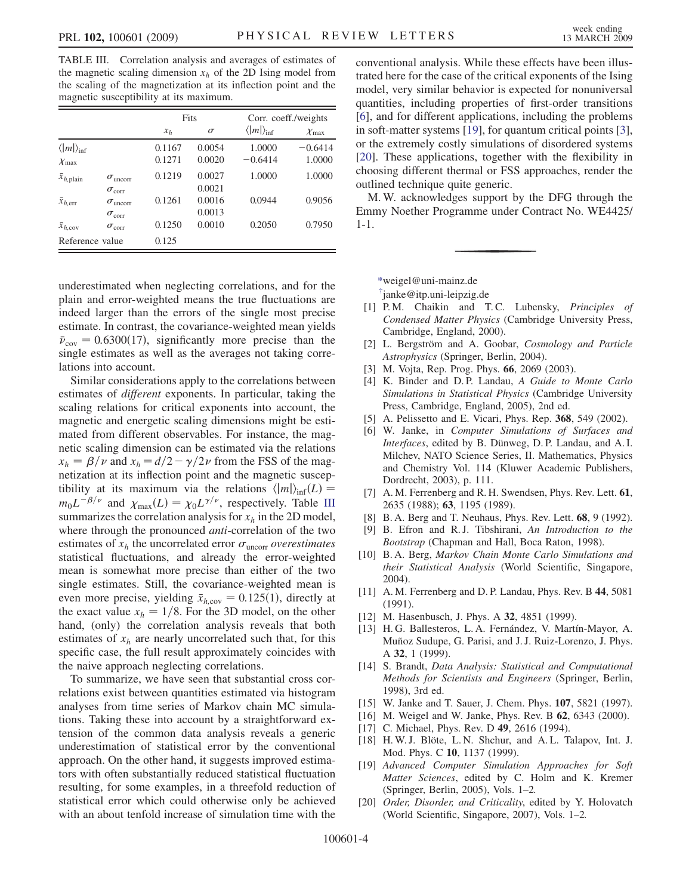TABLE III. Correlation analysis and averages of estimates of the magnetic scaling dimension $x_h$ of the 2D Ising model from the scaling of the magnetization at its inflection point and the magnetic susceptibility at its maximum.

| | | Fits | | Corr. coeff./weights | |
|---|---|---|---|---|---|
| | | $x_h$ | $\sigma$ | $\langle \lvert m \rvert \rangle_{\rm inf}$ | $\chi_{\rm max}$ |
| $\langle \lvert m \rvert \rangle_{\rm inf}$ | | 0.1167 | 0.0054 | 1.0000 | −0.6414 |
| $\chi_{\rm max}$ | | 0.1271 | 0.0020 | −0.6414 | 1.0000 |
| $\bar{x}_{h,\rm plain}$ | $\sigma_{\rm uncorr}$ | 0.1219 | 0.0027 | 1.0000 | 1.0000 |
| | $\sigma_{\rm corr}$ | | 0.0021 | | |
| $\bar{x}_{h,\rm err}$ | $\sigma_{\rm uncorr}$ | 0.1261 | 0.0016 | 0.0944 | 0.9056 |
| | $\sigma_{\rm corr}$ | | 0.0013 | | |
| $\bar{x}_{h,\rm cov}$ | $\sigma_{\rm corr}$ | 0.1250 | 0.0010 | 0.2050 | 0.7950 |
| Reference value | | 0.125 | | | |

underestimated when neglecting correlations, and for the plain and error-weighted means the true fluctuations are indeed larger than the errors of the single most precise estimate. In contrast, the covariance-weighted mean yields $\bar{\nu}_{\rm cov} = 0.6300(17)$, significantly more precise than the single estimates as well as the averages not taking correlations into account.

Similar considerations apply to the correlations between estimates of *different* exponents. In particular, taking the scaling relations for critical exponents into account, the magnetic and energetic scaling dimensions might be estimated from different observables. For instance, the magnetic scaling dimension can be estimated via the relations $x_h = \beta/\nu$ and $x_h = d/2 - \gamma/2\nu$ from the FSS of the magnetization at its inflection point and the magnetic susceptibility at its maximum via the relations $\langle |m| \rangle_{\rm inf}(L) = m_0 L^{-\beta/\nu}$ and $\chi_{\rm max}(L) = \chi_0 L^{\gamma/\nu}$, respectively. Table III summarizes the correlation analysis for $x_h$ in the 2D model, where through the pronounced *anti*-correlation of the two estimates of $x_h$ the uncorrelated error $\sigma_{\rm uncorr}$ *overestimates* statistical fluctuations, and already the error-weighted mean is somewhat more precise than either of the two single estimates. Still, the covariance-weighted mean is even more precise, yielding $\bar{x}_{h,\rm cov} = 0.125(1)$, directly at the exact value $x_h = 1/8$. For the 3D model, on the other hand, (only) the correlation analysis reveals that both estimates of $x_h$ are nearly uncorrelated such that, for this specific case, the full result approximately coincides with the naive approach neglecting correlations.

To summarize, we have seen that substantial cross correlations exist between quantities estimated via histogram analyses from time series of Markov chain MC simulations. Taking these into account by a straightforward extension of the common data analysis reveals a generic underestimation of statistical error by the conventional approach. On the other hand, it suggests improved estimators with often substantially reduced statistical fluctuation resulting, for some examples, in a threefold reduction of statistical error which could otherwise only be achieved with an about tenfold increase of simulation time with the conventional analysis. While these effects have been illustrated here for the case of the critical exponents of the Ising model, very similar behavior is expected for nonuniversal quantities, including properties of first-order transitions [6], and for different applications, including the problems in soft-matter systems [19], for quantum critical points [3], or the extremely costly simulations of disordered systems [20]. These applications, together with the flexibility in choosing different thermal or FSS approaches, render the outlined technique quite generic.

M. W. acknowledges support by the DFG through the Emmy Noether Programme under Contract No. WE4425/1-1.

*weigel@uni-mainz.de

†janke@itp.uni-leipzig.de

[1] P. M. Chaikin and T. C. Lubensky, *Principles of Condensed Matter Physics* (Cambridge University Press, Cambridge, England, 2000).

[2] L. Bergström and A. Goobar, *Cosmology and Particle Astrophysics* (Springer, Berlin, 2004).

[3] M. Vojta, Rep. Prog. Phys. **66**, 2069 (2003).

[4] K. Binder and D. P. Landau, *A Guide to Monte Carlo Simulations in Statistical Physics* (Cambridge University Press, Cambridge, England, 2005), 2nd ed.

[5] A. Pelissetto and E. Vicari, Phys. Rep. **368**, 549 (2002).

[6] W. Janke, in *Computer Simulations of Surfaces and Interfaces*, edited by B. Dünweg, D. P. Landau, and A. I. Milchev, NATO Science Series, II. Mathematics, Physics and Chemistry Vol. 114 (Kluwer Academic Publishers, Dordrecht, 2003), p. 111.

[7] A. M. Ferrenberg and R. H. Swendsen, Phys. Rev. Lett. **61**, 2635 (1988); **63**, 1195 (1989).

[8] B. A. Berg and T. Neuhaus, Phys. Rev. Lett. **68**, 9 (1992).

[9] B. Efron and R. J. Tibshirani, *An Introduction to the Bootstrap* (Chapman and Hall, Boca Raton, 1998).

[10] B. A. Berg, *Markov Chain Monte Carlo Simulations and their Statistical Analysis* (World Scientific, Singapore, 2004).

[11] A. M. Ferrenberg and D. P. Landau, Phys. Rev. B **44**, 5081 (1991).

[12] M. Hasenbusch, J. Phys. A **32**, 4851 (1999).

[13] H. G. Ballesteros, L. A. Fernández, V. Martín-Mayor, A. Muñoz Sudupe, G. Parisi, and J. J. Ruiz-Lorenzo, J. Phys. A **32**, 1 (1999).

[14] S. Brandt, *Data Analysis: Statistical and Computational Methods for Scientists and Engineers* (Springer, Berlin, 1998), 3rd ed.

[15] W. Janke and T. Sauer, J. Chem. Phys. **107**, 5821 (1997).

[16] M. Weigel and W. Janke, Phys. Rev. B **62**, 6343 (2000).

[17] C. Michael, Phys. Rev. D **49**, 2616 (1994).

[18] H. W. J. Blöte, L. N. Shchur, and A. L. Talapov, Int. J. Mod. Phys. C **10**, 1137 (1999).

[19] *Advanced Computer Simulation Approaches for Soft Matter Sciences*, edited by C. Holm and K. Kremer (Springer, Berlin, 2005), Vols. 1–2.

[20] *Order, Disorder, and Criticality*, edited by Y. Holovatch (World Scientific, Singapore, 2007), Vols. 1–2.